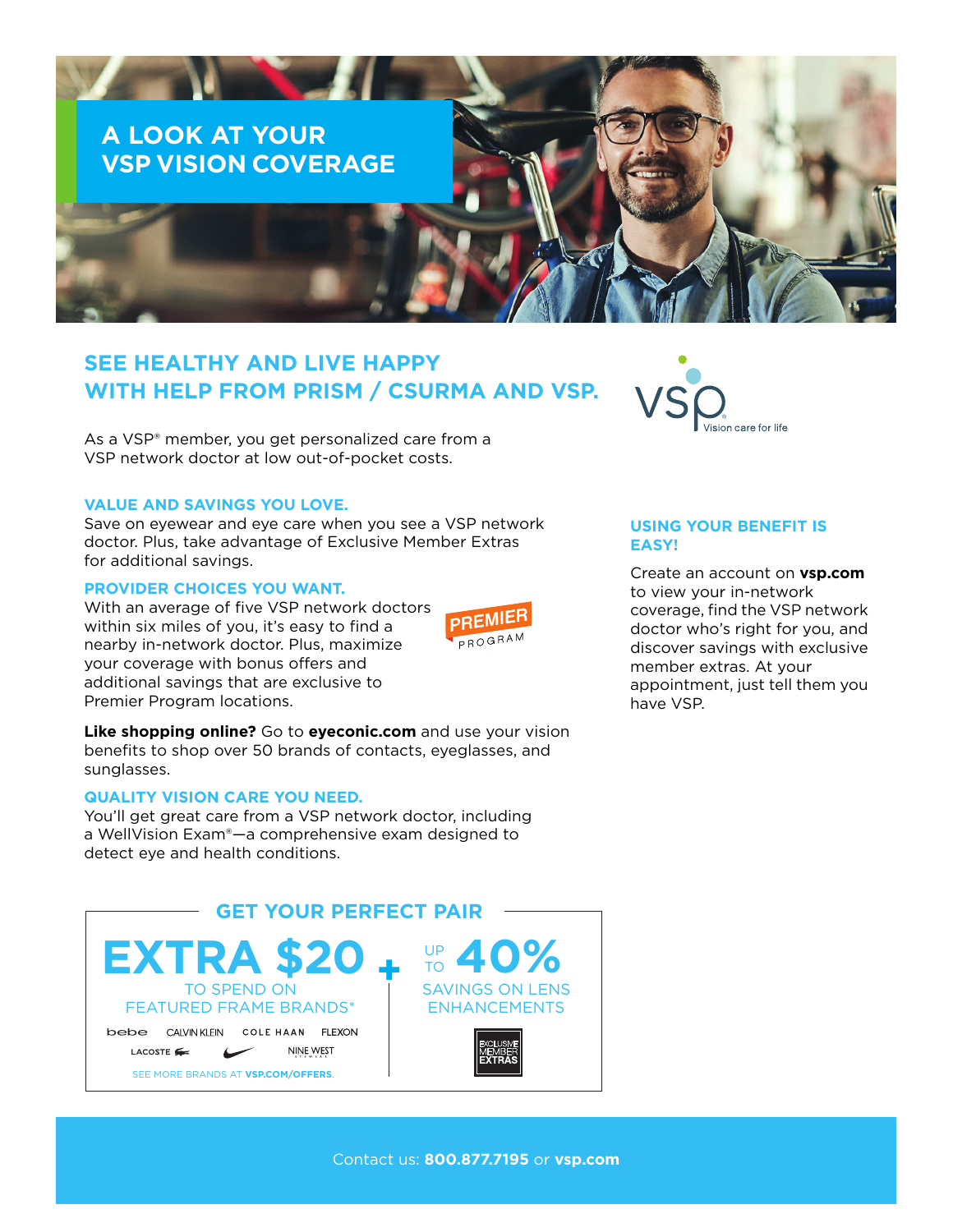# A LOOK AT YOUR VSP VISION COVERAGE

## SEE HEALTHY AND LIVE HAPPY WITH HELP FROM PRISM / CSURMA AND VSP.

VSP Vision care for life

As a VSP® member, you get personalized care from a VSP network doctor at low out-of-pocket costs.

### VALUE AND SAVINGS YOU LOVE.

Save on eyewear and eye care when you see a VSP network doctor. Plus, take advantage of Exclusive Member Extras for additional savings.

### PROVIDER CHOICES YOU WANT.

With an average of five VSP network doctors within six miles of you, it's easy to find a nearby in-network doctor. Plus, maximize your coverage with bonus offers and additional savings that are exclusive to Premier Program locations.

PREMIER PROGRAM

**Like shopping online?** Go to **eyeconic.com** and use your vision benefits to shop over 50 brands of contacts, eyeglasses, and sunglasses.

### QUALITY VISION CARE YOU NEED.

You'll get great care from a VSP network doctor, including a WellVision Exam®—a comprehensive exam designed to detect eye and health conditions.

### USING YOUR BENEFIT IS EASY!

Create an account on **vsp.com** to view your in-network coverage, find the VSP network doctor who's right for you, and discover savings with exclusive member extras. At your appointment, just tell them you have VSP.

## GET YOUR PERFECT PAIR

**EXTRA $20** TO SPEND ON FEATURED FRAME BRANDS*

bebe · CALVIN KLEIN · COLE HAAN · FLEXON · LACOSTE · NIKE · NINE WEST

SEE MORE BRANDS AT **VSP.COM/OFFERS**.

**+**

**UP TO 40%** SAVINGS ON LENS ENHANCEMENTS

EXCLUSIVE MEMBER EXTRAS

Contact us: **800.877.7195** or **vsp.com**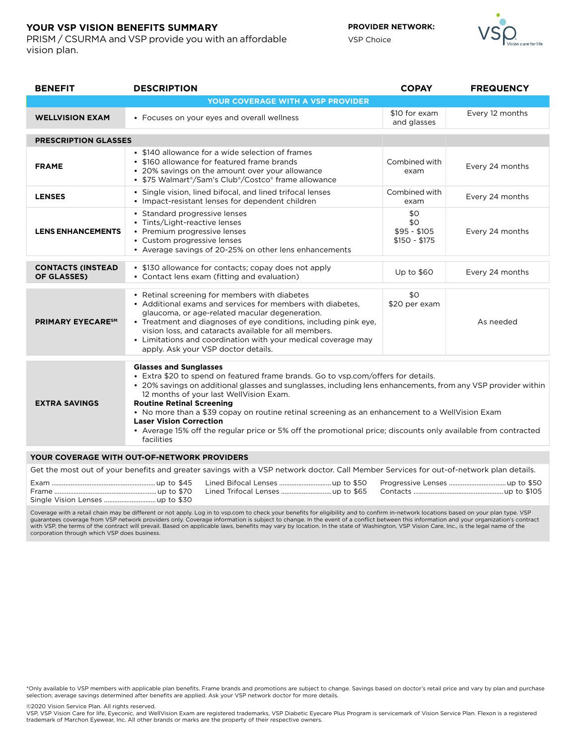## YOUR VSP VISION BENEFITS SUMMARY

PRISM / CSURMA and VSP provide you with an affordable vision plan.

**PROVIDER NETWORK:**

VSP Choice

| BENEFIT | DESCRIPTION | COPAY | FREQUENCY |
|---|---|---|---|
| | **YOUR COVERAGE WITH A VSP PROVIDER** | | |
| **WELLVISION EXAM** | • Focuses on your eyes and overall wellness | $10 for exam and glasses | Every 12 months |
| **PRESCRIPTION GLASSES** | | | |
| **FRAME** | • $140 allowance for a wide selection of frames<br>• $160 allowance for featured frame brands<br>• 20% savings on the amount over your allowance<br>• $75 Walmart®/Sam's Club®/Costco® frame allowance | Combined with exam | Every 24 months |
| **LENSES** | • Single vision, lined bifocal, and lined trifocal lenses<br>• Impact-resistant lenses for dependent children | Combined with exam | Every 24 months |
| **LENS ENHANCEMENTS** | • Standard progressive lenses<br>• Tints/Light-reactive lenses<br>• Premium progressive lenses<br>• Custom progressive lenses<br>• Average savings of 20-25% on other lens enhancements | $0<br>$0<br>$95 - $105<br>$150 - $175 | Every 24 months |
| **CONTACTS (INSTEAD OF GLASSES)** | • $130 allowance for contacts; copay does not apply<br>• Contact lens exam (fitting and evaluation) | Up to $60 | Every 24 months |
| **PRIMARY EYECARE℠** | • Retinal screening for members with diabetes<br>• Additional exams and services for members with diabetes, glaucoma, or age-related macular degeneration.<br>• Treatment and diagnoses of eye conditions, including pink eye, vision loss, and cataracts available for all members.<br>• Limitations and coordination with your medical coverage may apply. Ask your VSP doctor details. | $0<br>$20 per exam | As needed |
| **EXTRA SAVINGS** | **Glasses and Sunglasses**<br>• Extra $20 to spend on featured frame brands. Go to vsp.com/offers for details.<br>• 20% savings on additional glasses and sunglasses, including lens enhancements, from any VSP provider within 12 months of your last WellVision Exam.<br>**Routine Retinal Screening**<br>• No more than a $39 copay on routine retinal screening as an enhancement to a WellVision Exam<br>**Laser Vision Correction**<br>• Average 15% off the regular price or 5% off the promotional price; discounts only available from contracted facilities | | |

### YOUR COVERAGE WITH OUT-OF-NETWORK PROVIDERS

Get the most out of your benefits and greater savings with a VSP network doctor. Call Member Services for out-of-network plan details.

| | | | | | |
|---|---|---|---|---|---|
| Exam | up to $45 | Lined Bifocal Lenses | up to $50 | Progressive Lenses | up to $50 |
| Frame | up to $70 | Lined Trifocal Lenses | up to $65 | Contacts | up to $105 |
| Single Vision Lenses | up to $30 | | | | |

Coverage with a retail chain may be different or not apply. Log in to vsp.com to check your benefits for eligibility and to confirm in-network locations based on your plan type. VSP guarantees coverage from VSP network providers only. Coverage information is subject to change. In the event of a conflict between this information and your organization's contract with VSP, the terms of the contract will prevail. Based on applicable laws, benefits may vary by location. In the state of Washington, VSP Vision Care, Inc., is the legal name of the corporation through which VSP does business.

*Only available to VSP members with applicable plan benefits. Frame brands and promotions are subject to change. Savings based on doctor's retail price and vary by plan and purchase selection; average savings determined after benefits are applied. Ask your VSP network doctor for more details.

©2020 Vision Service Plan. All rights reserved.
VSP, VSP Vision Care for life, Eyeconic, and WellVision Exam are registered trademarks, VSP Diabetic Eyecare Plus Program is servicemark of Vision Service Plan. Flexon is a registered trademark of Marchon Eyewear, Inc. All other brands or marks are the property of their respective owners.